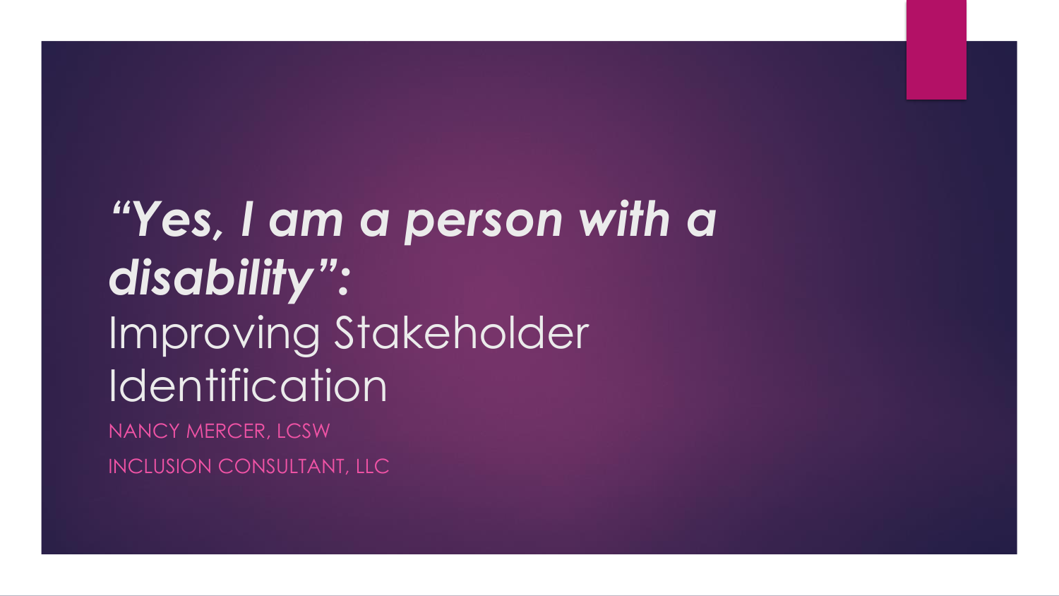# *"Yes, I am a person with a disability":* Improving Stakeholder Identification

NANCY MERCER, LCSW

INCLUSION CONSULTANT, LLC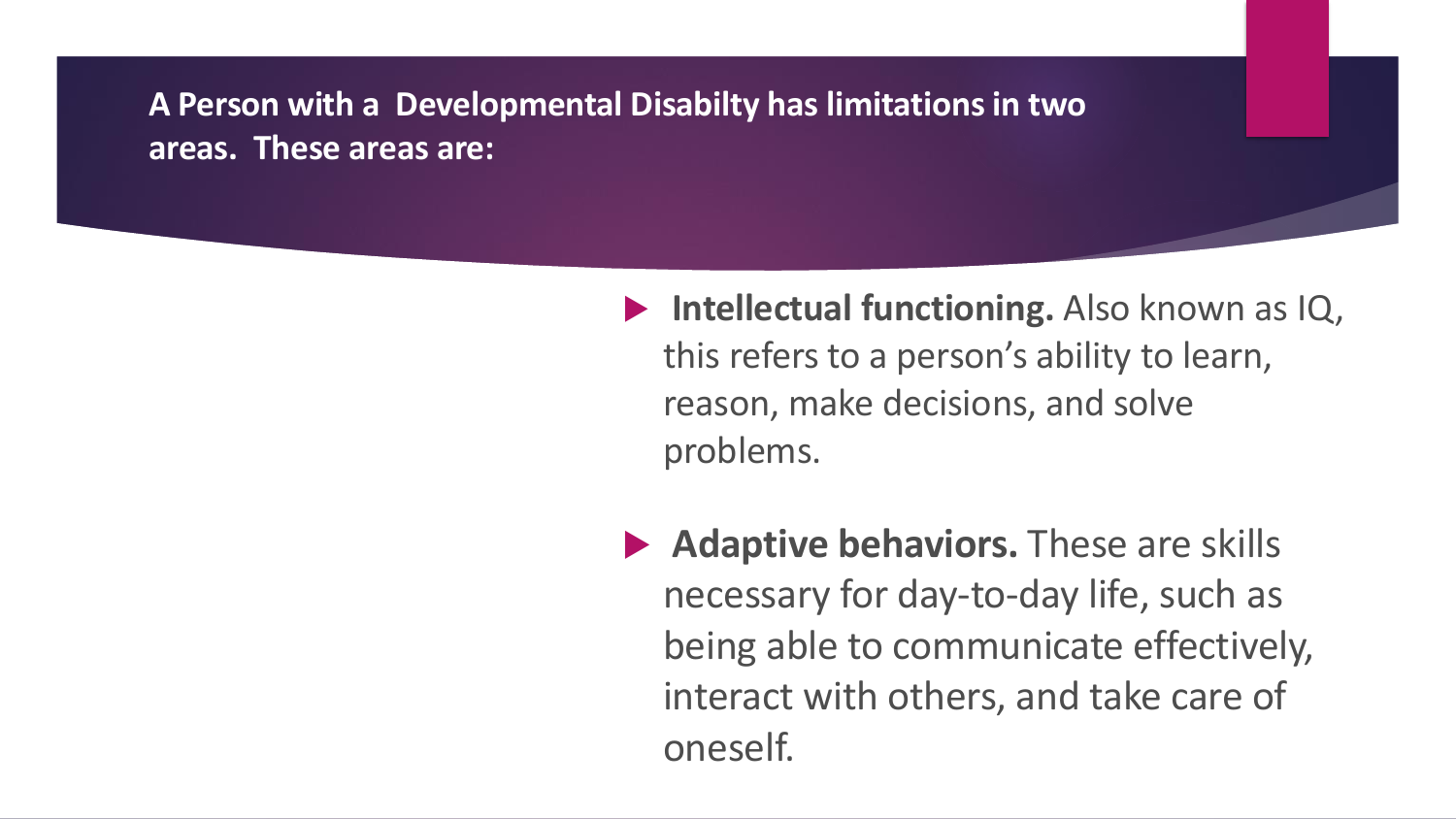# A Person with a Developmental Disabilty has limitations in two areas. These areas are:

- **Intellectual functioning.** Also known as IQ, this refers to a person's ability to learn, reason, make decisions, and solve problems.

- **Adaptive behaviors.** These are skills necessary for day-to-day life, such as being able to communicate effectively, interact with others, and take care of oneself.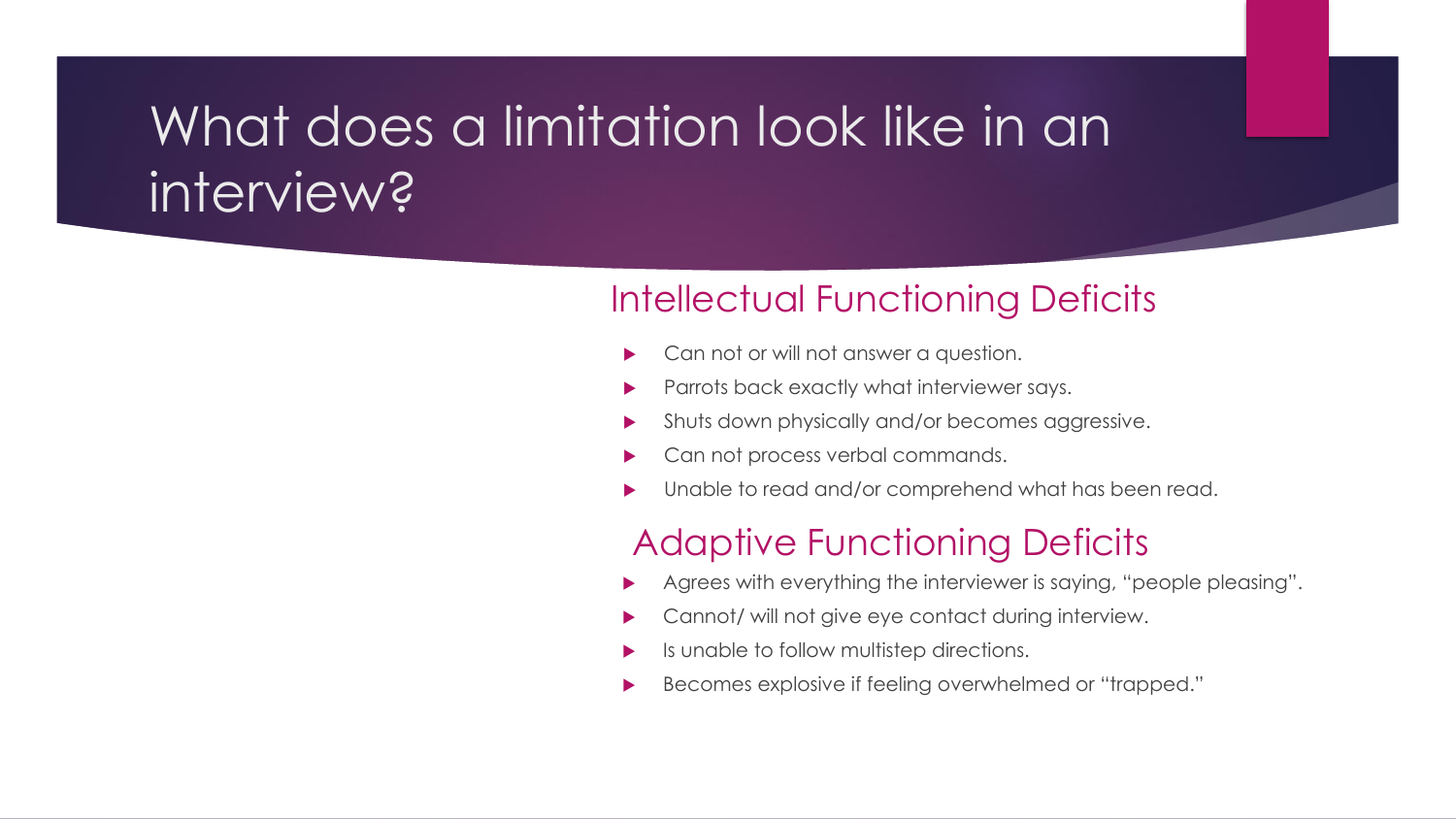# What does a limitation look like in an interview?

## Intellectual Functioning Deficits

- Can not or will not answer a question.
- Parrots back exactly what interviewer says.
- Shuts down physically and/or becomes aggressive.
- Can not process verbal commands.
- Unable to read and/or comprehend what has been read.

## Adaptive Functioning Deficits

- Agrees with everything the interviewer is saying, "people pleasing".
- Cannot/ will not give eye contact during interview.
- Is unable to follow multistep directions.
- Becomes explosive if feeling overwhelmed or "trapped."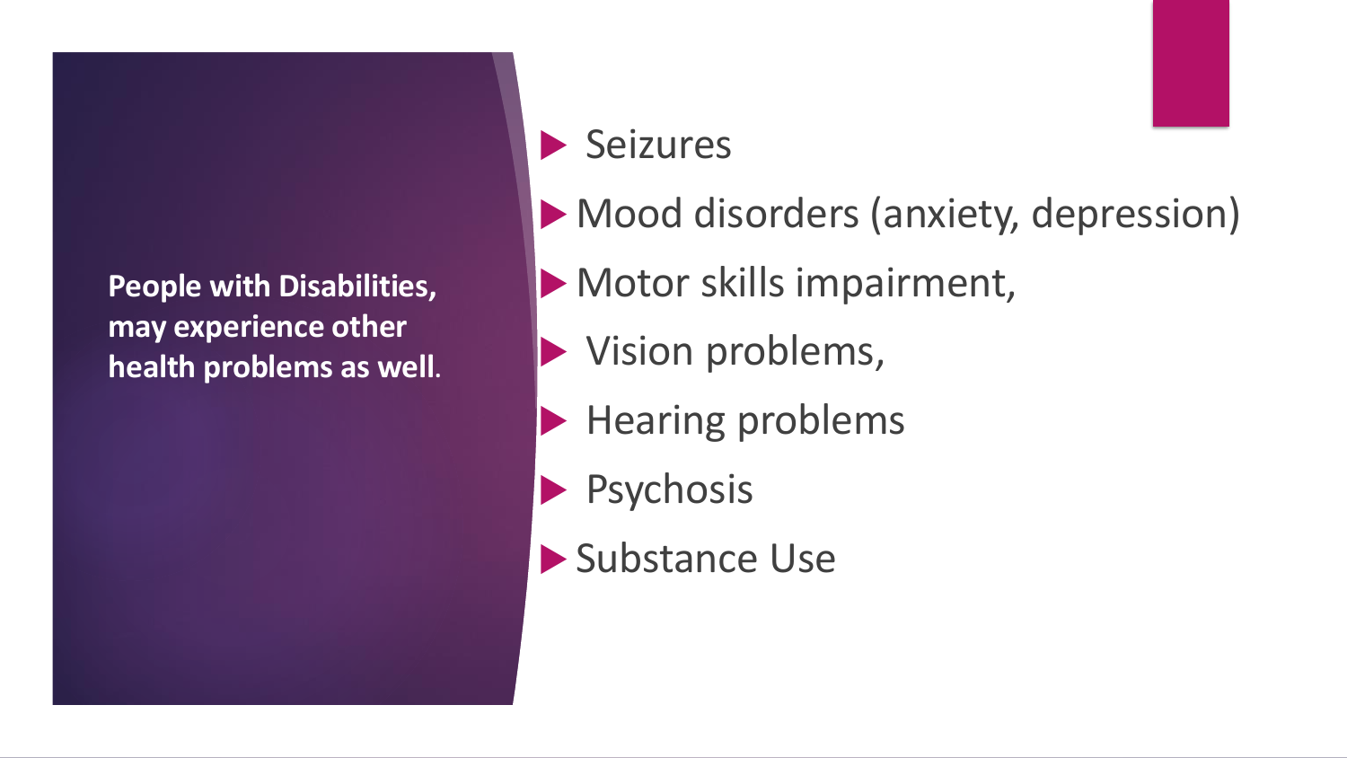**People with Disabilities, may experience other health problems as well.**

- Seizures
- Mood disorders (anxiety, depression)
- Motor skills impairment,
- Vision problems,
- Hearing problems
- Psychosis
- Substance Use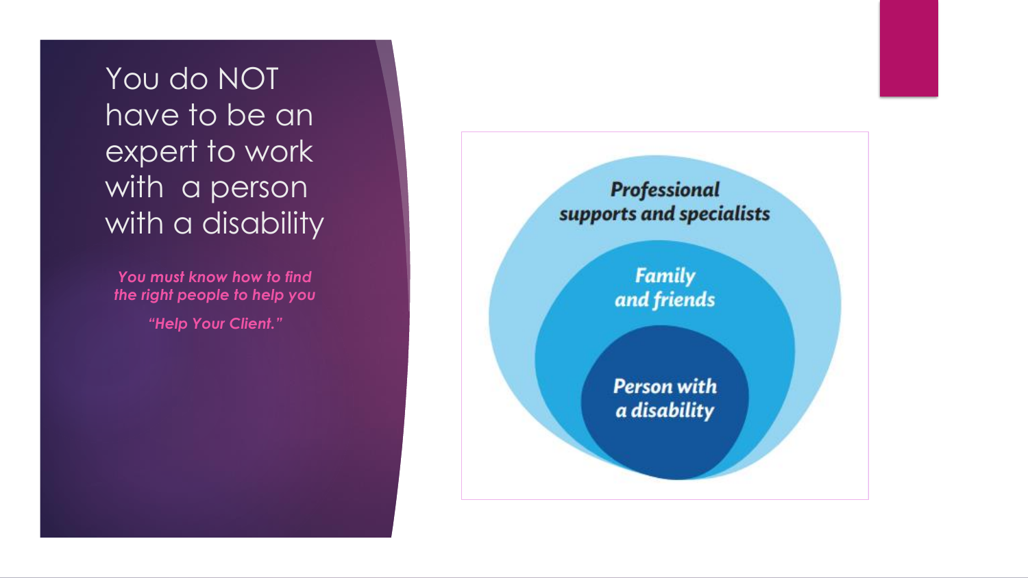# You do NOT have to be an expert to work with a person with a disability

*You must know how to find the right people to help you*

*"Help Your Client."*

Professional supports and specialists

Family and friends

Person with a disability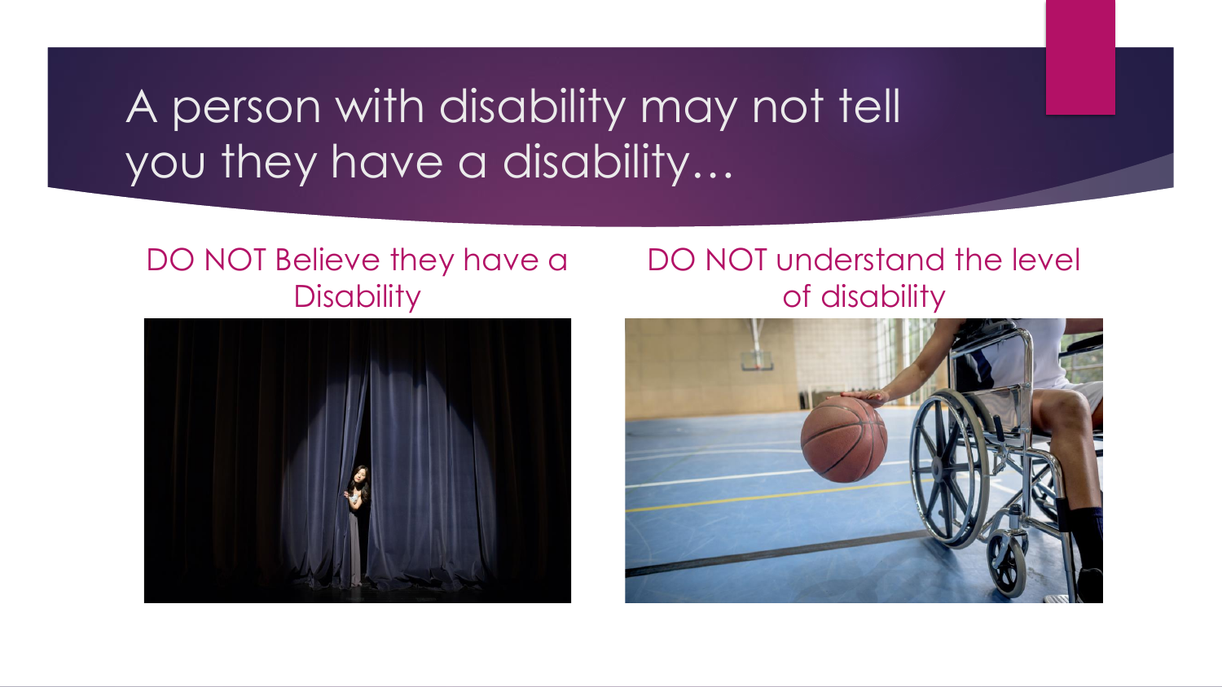# A person with disability may not tell you they have a disability…

DO NOT Believe they have a Disability

DO NOT understand the level of disability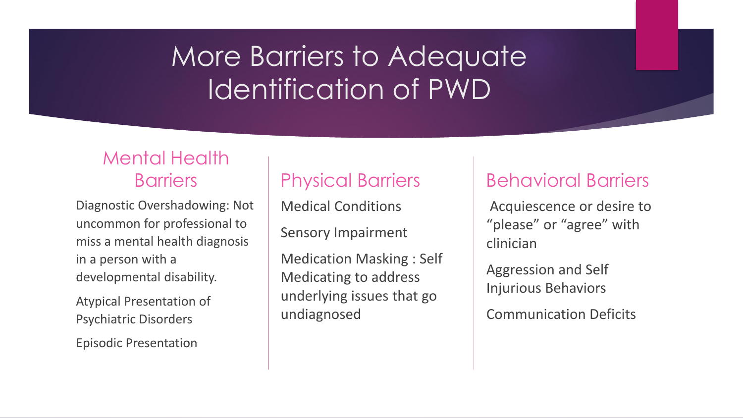# More Barriers to Adequate Identification of PWD

## Mental Health Barriers

Diagnostic Overshadowing: Not uncommon for professional to miss a mental health diagnosis in a person with a developmental disability.

Atypical Presentation of Psychiatric Disorders

Episodic Presentation

## Physical Barriers

Medical Conditions

Sensory Impairment

Medication Masking : Self Medicating to address underlying issues that go undiagnosed

## Behavioral Barriers

Acquiescence or desire to "please" or "agree" with clinician

Aggression and Self Injurious Behaviors

Communication Deficits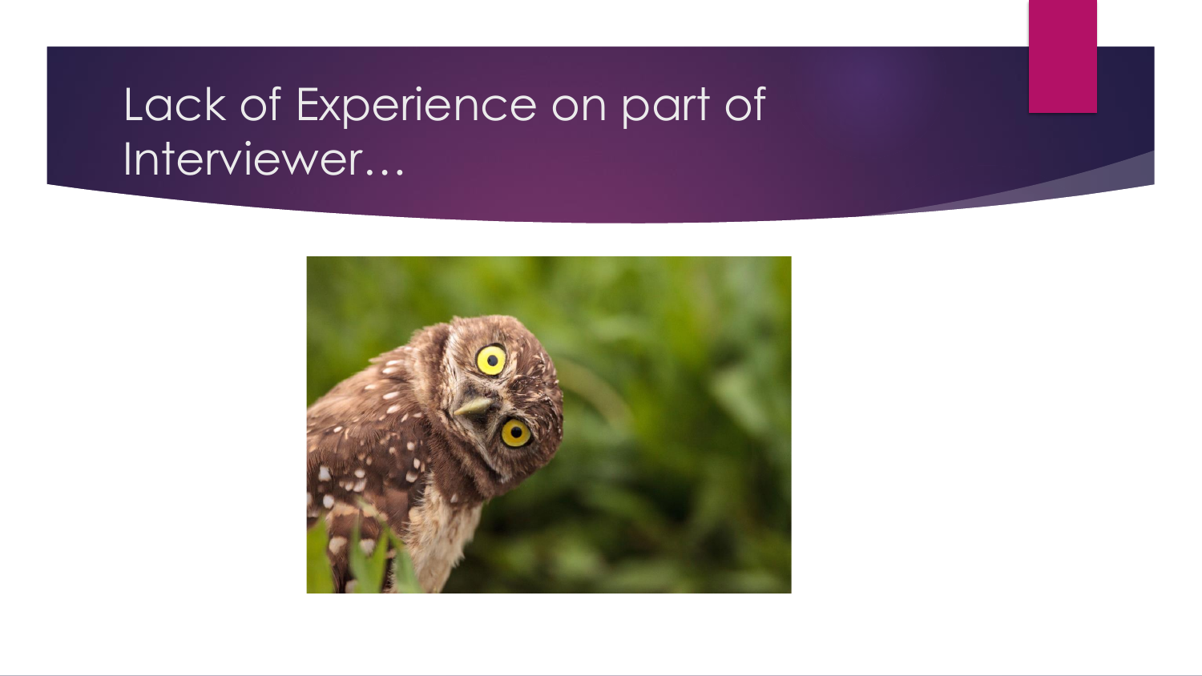# Lack of Experience on part of Interviewer…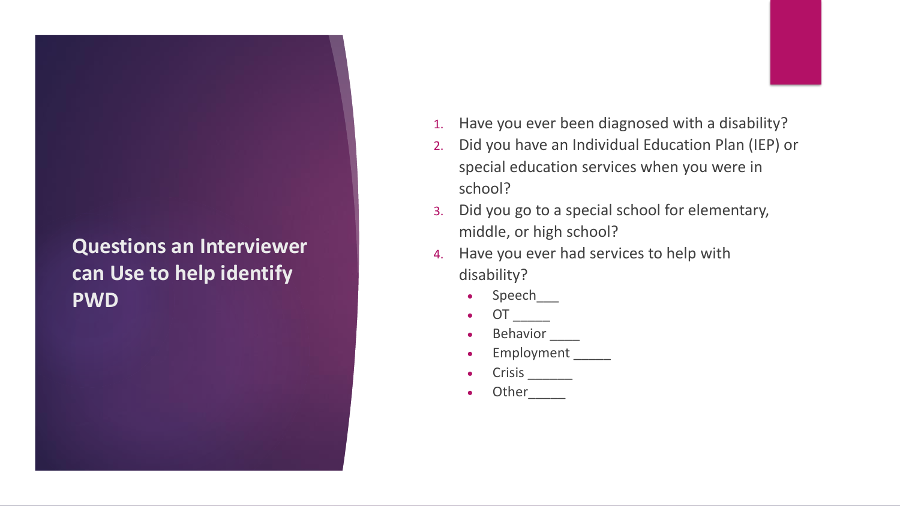## Questions an Interviewer can Use to help identify PWD

1. Have you ever been diagnosed with a disability?
2. Did you have an Individual Education Plan (IEP) or special education services when you were in school?
3. Did you go to a special school for elementary, middle, or high school?
4. Have you ever had services to help with disability?
   - Speech___
   - OT _____
   - Behavior ____
   - Employment _____
   - Crisis ______
   - Other_____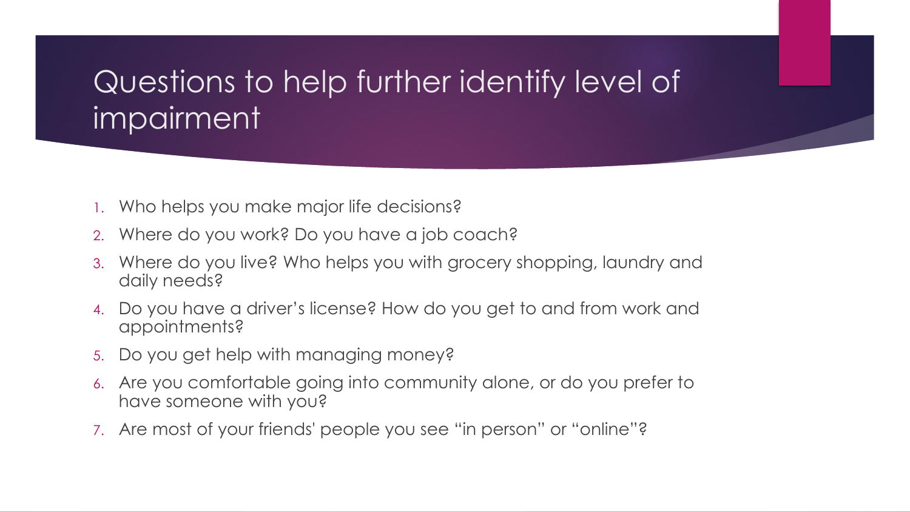# Questions to help further identify level of impairment

1. Who helps you make major life decisions?
2. Where do you work? Do you have a job coach?
3. Where do you live? Who helps you with grocery shopping, laundry and daily needs?
4. Do you have a driver's license? How do you get to and from work and appointments?
5. Do you get help with managing money?
6. Are you comfortable going into community alone, or do you prefer to have someone with you?
7. Are most of your friends' people you see "in person" or "online"?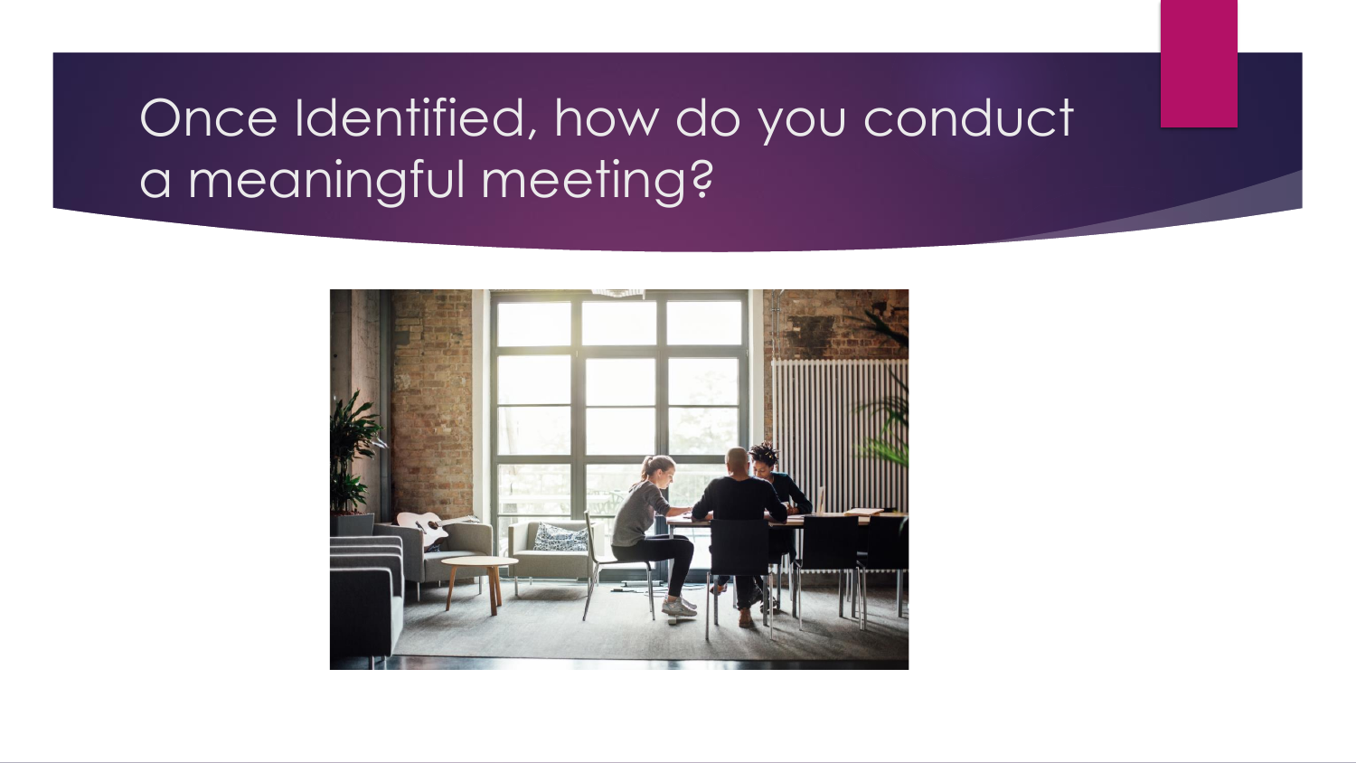# Once Identified, how do you conduct a meaningful meeting?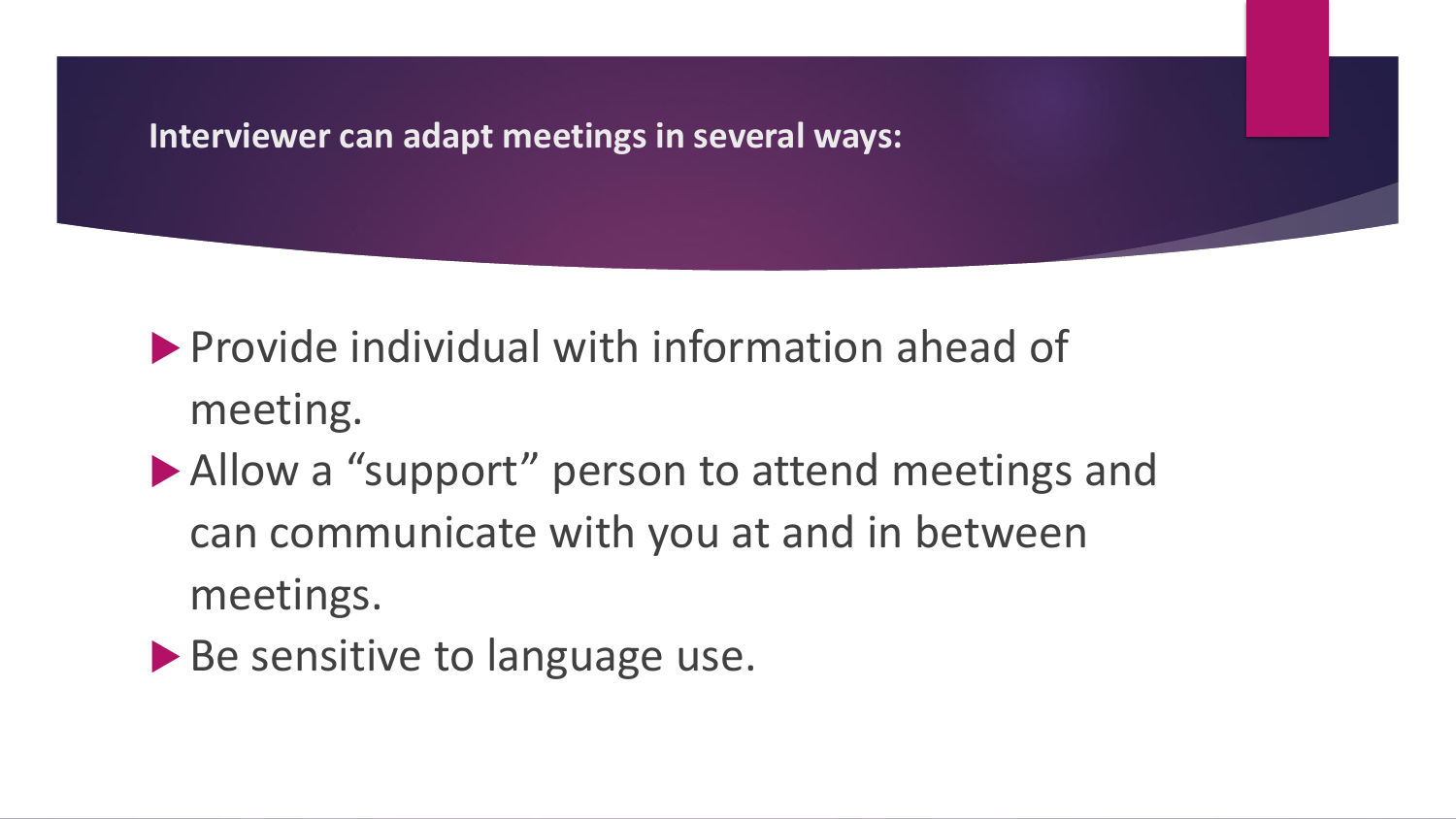## Interviewer can adapt meetings in several ways:

- Provide individual with information ahead of meeting.
- Allow a “support” person to attend meetings and can communicate with you at and in between meetings.
- Be sensitive to language use.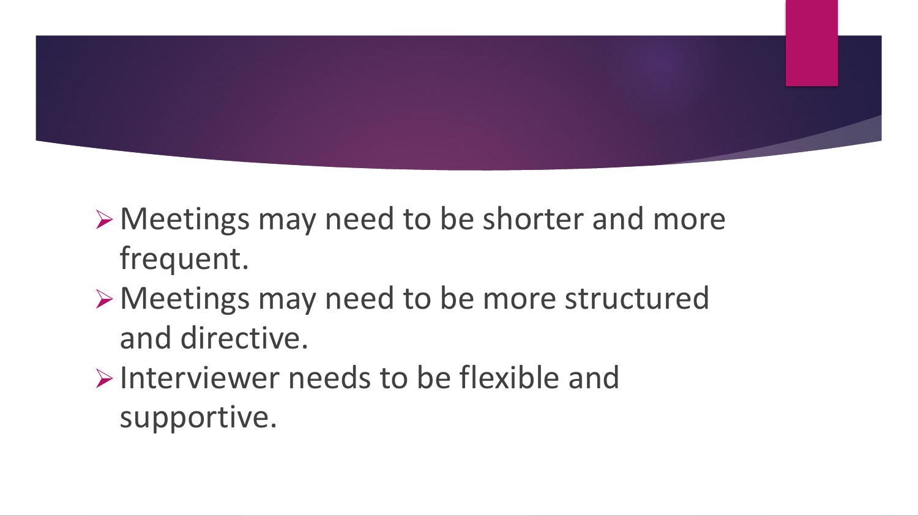- Meetings may need to be shorter and more frequent.
- Meetings may need to be more structured and directive.
- Interviewer needs to be flexible and supportive.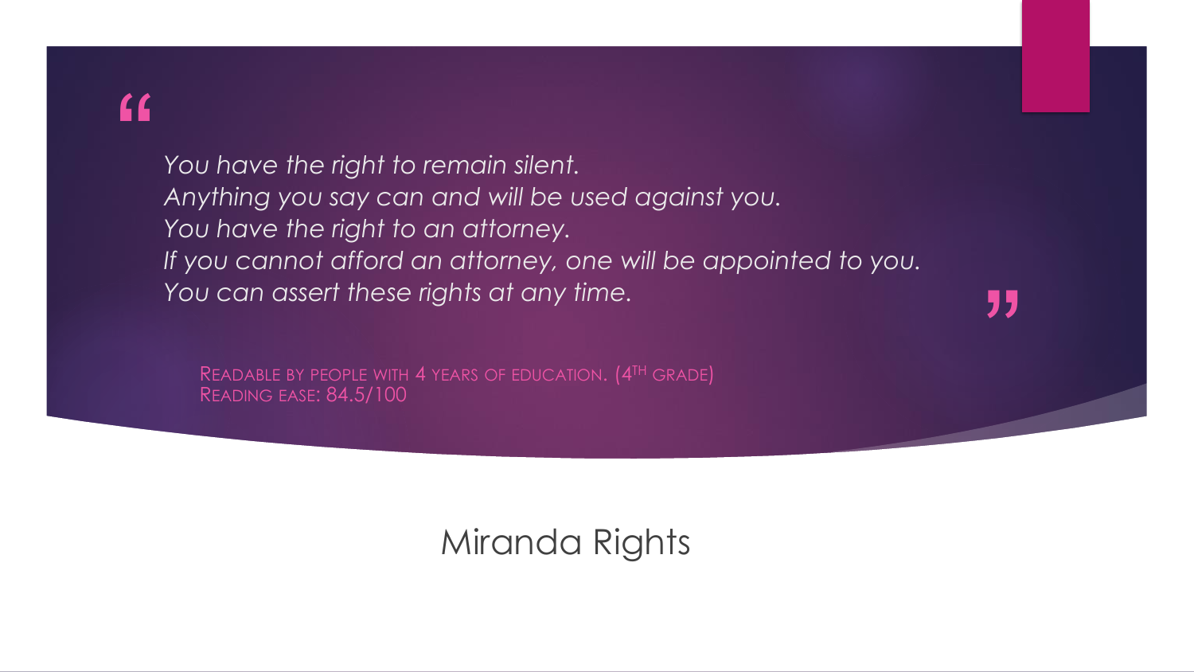> *You have the right to remain silent.*
> *Anything you say can and will be used against you.*
> *You have the right to an attorney.*
> *If you cannot afford an attorney, one will be appointed to you.*
> *You can assert these rights at any time.*

READABLE BY PEOPLE WITH 4 YEARS OF EDUCATION. (4TH GRADE)
READING EASE: 84.5/100

## Miranda Rights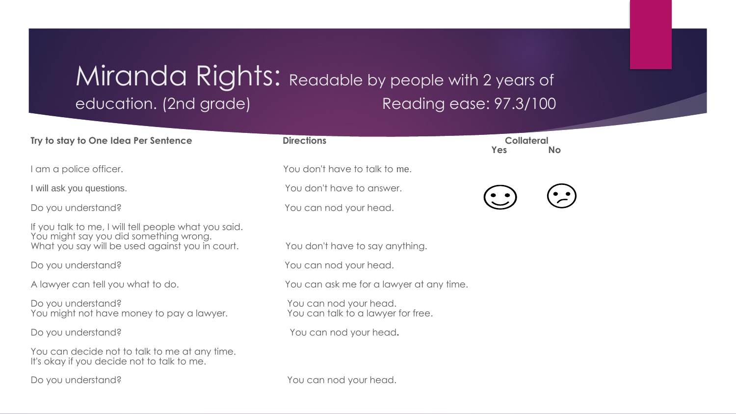# Miranda Rights: Readable by people with 2 years of education. (2nd grade)

Reading ease: 97.3/100

| Try to stay to One Idea Per Sentence | Directions | Collateral | |
|---|---|---|---|
| | | Yes | No |
| I am a police officer. | You don't have to talk to me. | | |
| I will ask you questions. | You don't have to answer. | ☺ | 😕 |
| Do you understand? | You can nod your head. | | |
| If you talk to me, I will tell people what you said. You might say you did something wrong. What you say will be used against you in court. | You don't have to say anything. | | |
| Do you understand? | You can nod your head. | | |
| A lawyer can tell you what to do. | You can ask me for a lawyer at any time. | | |
| Do you understand? You might not have money to pay a lawyer. | You can nod your head. You can talk to a lawyer for free. | | |
| Do you understand? | You can nod your head. | | |
| You can decide not to talk to me at any time. It's okay if you decide not to talk to me. | | | |
| Do you understand? | You can nod your head. | | |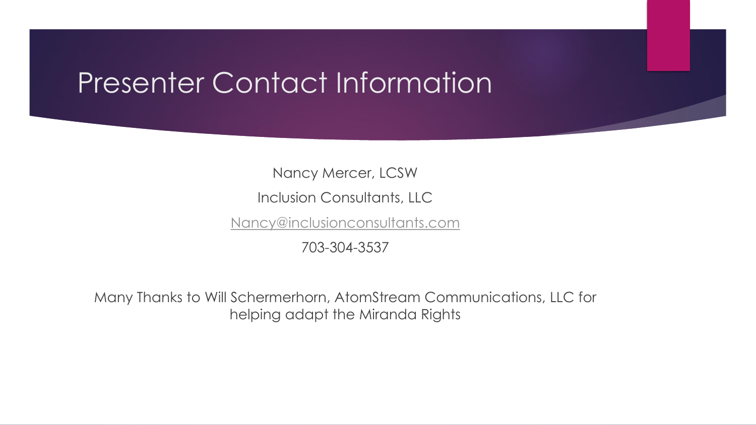# Presenter Contact Information

Nancy Mercer, LCSW

Inclusion Consultants, LLC

Nancy@inclusionconsultants.com

703-304-3537

Many Thanks to Will Schermerhorn, AtomStream Communications, LLC for helping adapt the Miranda Rights